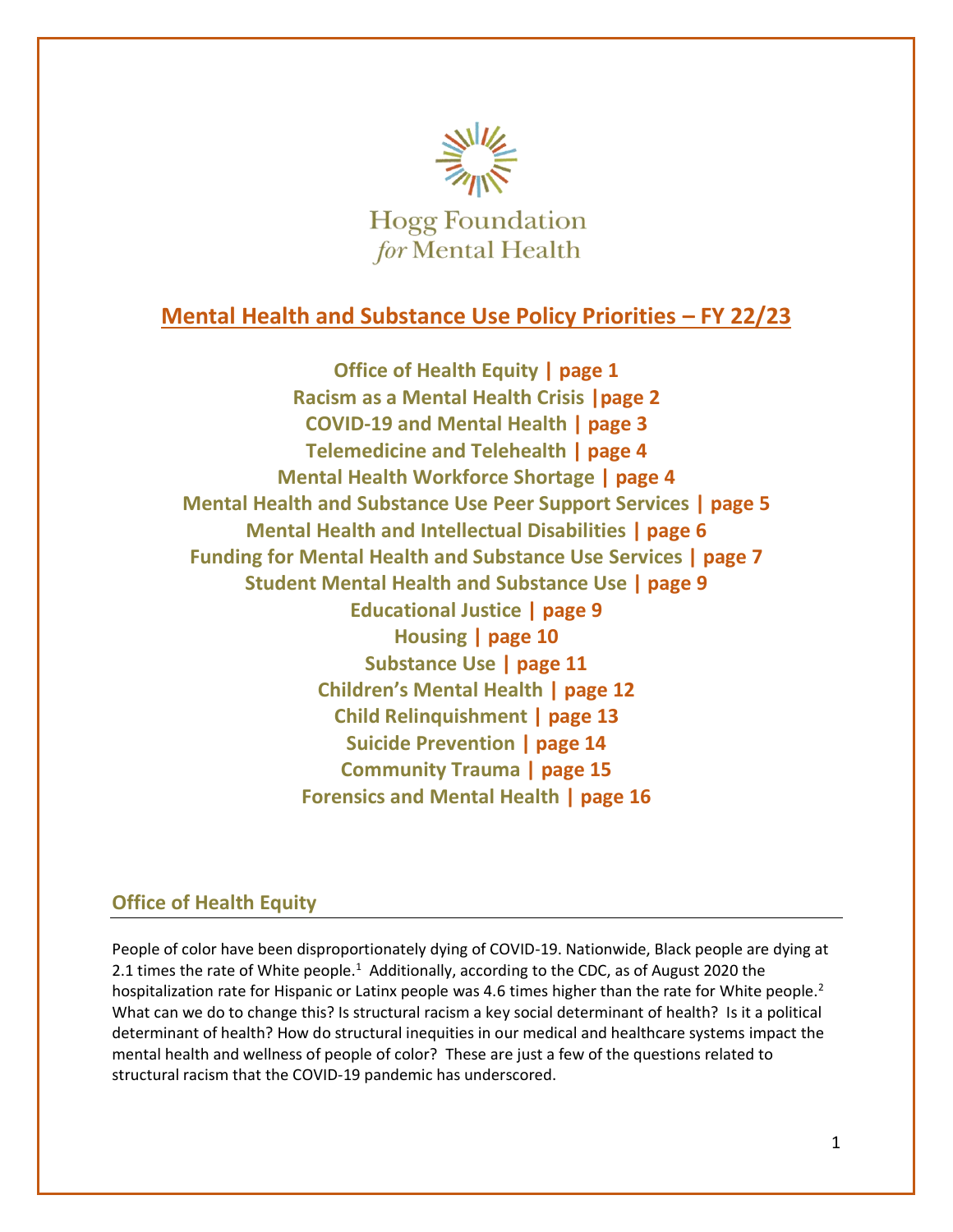Hogg Foundation *for* Mental Health

# Mental Health and Substance Use Policy Priorities – FY 22/23

**Office of Health Equity | page 1**
**Racism as a Mental Health Crisis |page 2**
**COVID-19 and Mental Health | page 3**
**Telemedicine and Telehealth | page 4**
**Mental Health Workforce Shortage | page 4**
**Mental Health and Substance Use Peer Support Services | page 5**
**Mental Health and Intellectual Disabilities | page 6**
**Funding for Mental Health and Substance Use Services | page 7**
**Student Mental Health and Substance Use | page 9**
**Educational Justice | page 9**
**Housing | page 10**
**Substance Use | page 11**
**Children's Mental Health | page 12**
**Child Relinquishment | page 13**
**Suicide Prevention | page 14**
**Community Trauma | page 15**
**Forensics and Mental Health | page 16**

## Office of Health Equity

People of color have been disproportionately dying of COVID-19. Nationwide, Black people are dying at 2.1 times the rate of White people.[1] Additionally, according to the CDC, as of August 2020 the hospitalization rate for Hispanic or Latinx people was 4.6 times higher than the rate for White people.[2] What can we do to change this? Is structural racism a key social determinant of health? Is it a political determinant of health? How do structural inequities in our medical and healthcare systems impact the mental health and wellness of people of color? These are just a few of the questions related to structural racism that the COVID-19 pandemic has underscored.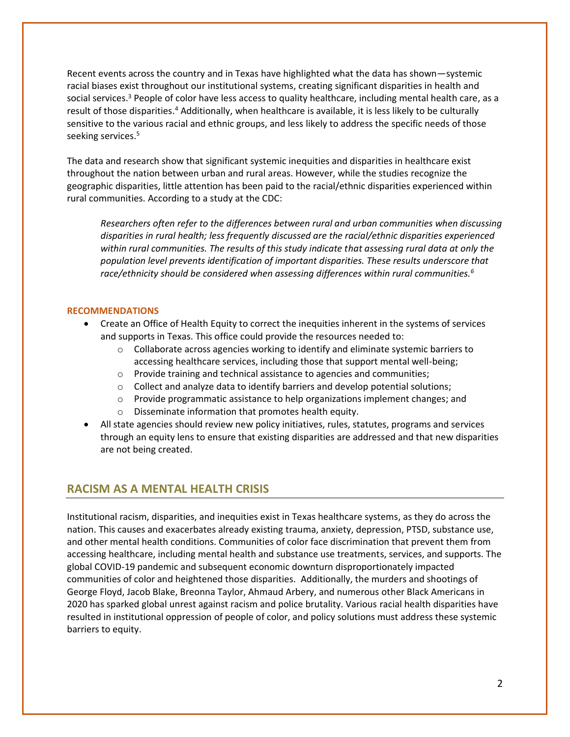Recent events across the country and in Texas have highlighted what the data has shown—systemic racial biases exist throughout our institutional systems, creating significant disparities in health and social services.[3] People of color have less access to quality healthcare, including mental health care, as a result of those disparities.[4] Additionally, when healthcare is available, it is less likely to be culturally sensitive to the various racial and ethnic groups, and less likely to address the specific needs of those seeking services.[5]

The data and research show that significant systemic inequities and disparities in healthcare exist throughout the nation between urban and rural areas. However, while the studies recognize the geographic disparities, little attention has been paid to the racial/ethnic disparities experienced within rural communities. According to a study at the CDC:

> *Researchers often refer to the differences between rural and urban communities when discussing disparities in rural health; less frequently discussed are the racial/ethnic disparities experienced within rural communities. The results of this study indicate that assessing rural data at only the population level prevents identification of important disparities. These results underscore that race/ethnicity should be considered when assessing differences within rural communities.*[6]

**RECOMMENDATIONS**

- Create an Office of Health Equity to correct the inequities inherent in the systems of services and supports in Texas. This office could provide the resources needed to:
  - Collaborate across agencies working to identify and eliminate systemic barriers to accessing healthcare services, including those that support mental well-being;
  - Provide training and technical assistance to agencies and communities;
  - Collect and analyze data to identify barriers and develop potential solutions;
  - Provide programmatic assistance to help organizations implement changes; and
  - Disseminate information that promotes health equity.
- All state agencies should review new policy initiatives, rules, statutes, programs and services through an equity lens to ensure that existing disparities are addressed and that new disparities are not being created.

## RACISM AS A MENTAL HEALTH CRISIS

Institutional racism, disparities, and inequities exist in Texas healthcare systems, as they do across the nation. This causes and exacerbates already existing trauma, anxiety, depression, PTSD, substance use, and other mental health conditions. Communities of color face discrimination that prevent them from accessing healthcare, including mental health and substance use treatments, services, and supports. The global COVID-19 pandemic and subsequent economic downturn disproportionately impacted communities of color and heightened those disparities. Additionally, the murders and shootings of George Floyd, Jacob Blake, Breonna Taylor, Ahmaud Arbery, and numerous other Black Americans in 2020 has sparked global unrest against racism and police brutality. Various racial health disparities have resulted in institutional oppression of people of color, and policy solutions must address these systemic barriers to equity.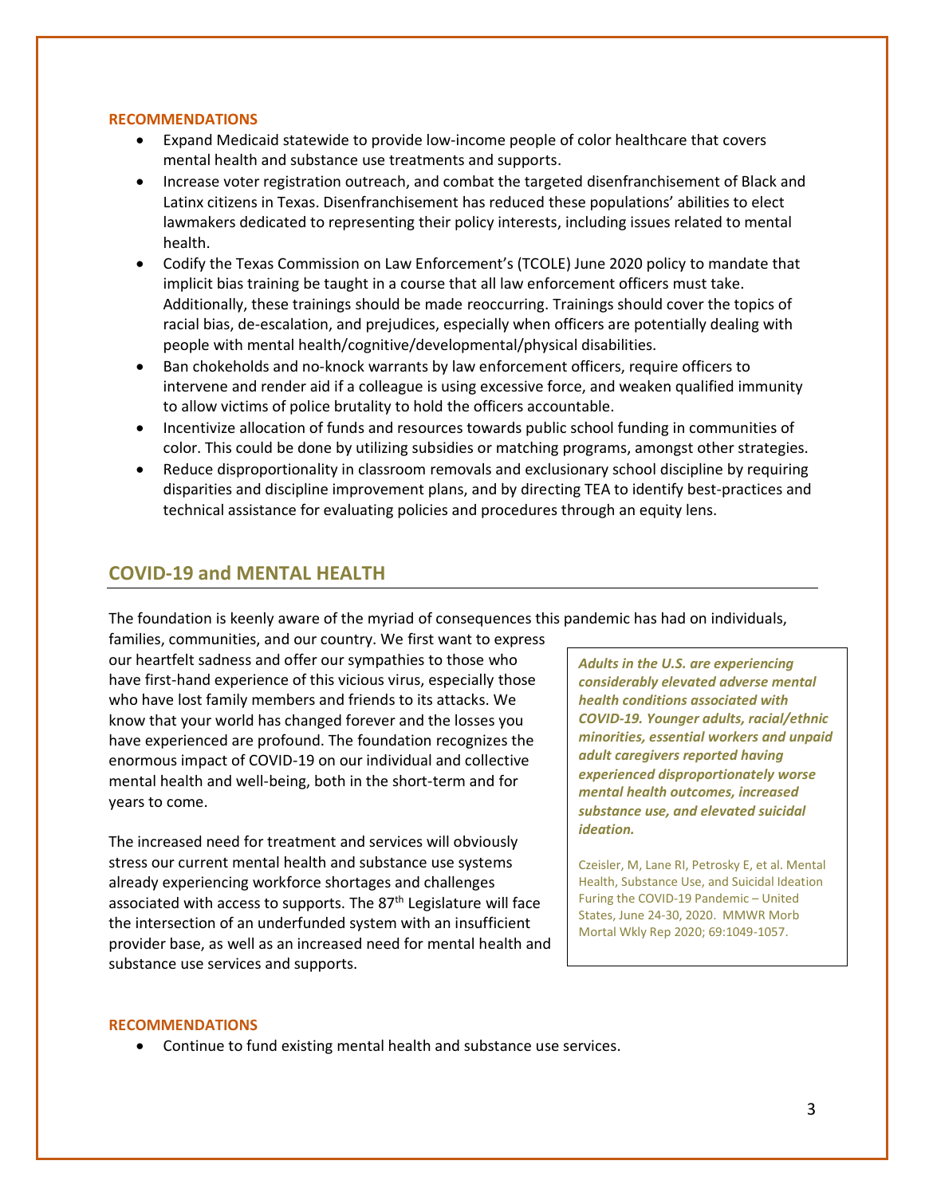**RECOMMENDATIONS**

- Expand Medicaid statewide to provide low-income people of color healthcare that covers mental health and substance use treatments and supports.
- Increase voter registration outreach, and combat the targeted disenfranchisement of Black and Latinx citizens in Texas. Disenfranchisement has reduced these populations' abilities to elect lawmakers dedicated to representing their policy interests, including issues related to mental health.
- Codify the Texas Commission on Law Enforcement's (TCOLE) June 2020 policy to mandate that implicit bias training be taught in a course that all law enforcement officers must take. Additionally, these trainings should be made reoccurring. Trainings should cover the topics of racial bias, de-escalation, and prejudices, especially when officers are potentially dealing with people with mental health/cognitive/developmental/physical disabilities.
- Ban chokeholds and no-knock warrants by law enforcement officers, require officers to intervene and render aid if a colleague is using excessive force, and weaken qualified immunity to allow victims of police brutality to hold the officers accountable.
- Incentivize allocation of funds and resources towards public school funding in communities of color. This could be done by utilizing subsidies or matching programs, amongst other strategies.
- Reduce disproportionality in classroom removals and exclusionary school discipline by requiring disparities and discipline improvement plans, and by directing TEA to identify best-practices and technical assistance for evaluating policies and procedures through an equity lens.

## COVID-19 and MENTAL HEALTH

The foundation is keenly aware of the myriad of consequences this pandemic has had on individuals, families, communities, and our country. We first want to express our heartfelt sadness and offer our sympathies to those who have first-hand experience of this vicious virus, especially those who have lost family members and friends to its attacks. We know that your world has changed forever and the losses you have experienced are profound. The foundation recognizes the enormous impact of COVID-19 on our individual and collective mental health and well-being, both in the short-term and for years to come.

The increased need for treatment and services will obviously stress our current mental health and substance use systems already experiencing workforce shortages and challenges associated with access to supports. The 87th Legislature will face the intersection of an underfunded system with an insufficient provider base, as well as an increased need for mental health and substance use services and supports.

> ***Adults in the U.S. are experiencing considerably elevated adverse mental health conditions associated with COVID-19. Younger adults, racial/ethnic minorities, essential workers and unpaid adult caregivers reported having experienced disproportionately worse mental health outcomes, increased substance use, and elevated suicidal ideation.***
>
> Czeisler, M, Lane RI, Petrosky E, et al. Mental Health, Substance Use, and Suicidal Ideation Furing the COVID-19 Pandemic – United States, June 24-30, 2020. MMWR Morb Mortal Wkly Rep 2020; 69:1049-1057.

**RECOMMENDATIONS**

- Continue to fund existing mental health and substance use services.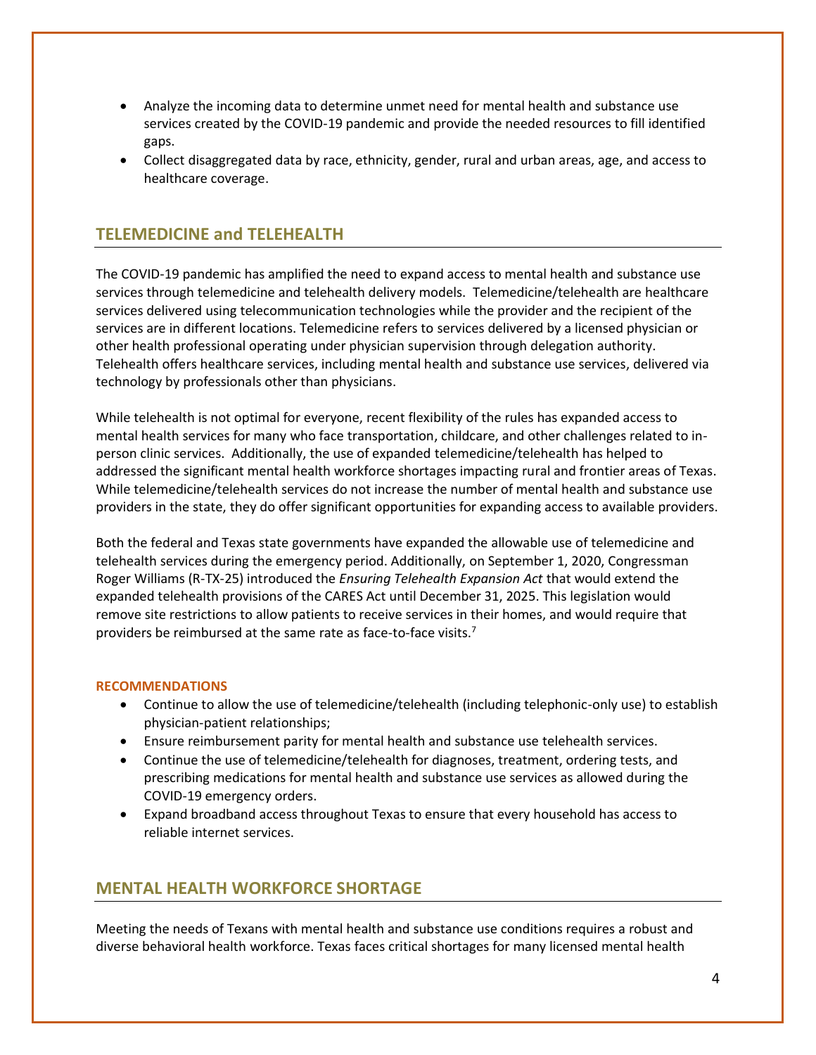- Analyze the incoming data to determine unmet need for mental health and substance use services created by the COVID-19 pandemic and provide the needed resources to fill identified gaps.
- Collect disaggregated data by race, ethnicity, gender, rural and urban areas, age, and access to healthcare coverage.

## TELEMEDICINE and TELEHEALTH

The COVID-19 pandemic has amplified the need to expand access to mental health and substance use services through telemedicine and telehealth delivery models. Telemedicine/telehealth are healthcare services delivered using telecommunication technologies while the provider and the recipient of the services are in different locations. Telemedicine refers to services delivered by a licensed physician or other health professional operating under physician supervision through delegation authority. Telehealth offers healthcare services, including mental health and substance use services, delivered via technology by professionals other than physicians.

While telehealth is not optimal for everyone, recent flexibility of the rules has expanded access to mental health services for many who face transportation, childcare, and other challenges related to in-person clinic services. Additionally, the use of expanded telemedicine/telehealth has helped to addressed the significant mental health workforce shortages impacting rural and frontier areas of Texas. While telemedicine/telehealth services do not increase the number of mental health and substance use providers in the state, they do offer significant opportunities for expanding access to available providers.

Both the federal and Texas state governments have expanded the allowable use of telemedicine and telehealth services during the emergency period. Additionally, on September 1, 2020, Congressman Roger Williams (R-TX-25) introduced the *Ensuring Telehealth Expansion Act* that would extend the expanded telehealth provisions of the CARES Act until December 31, 2025. This legislation would remove site restrictions to allow patients to receive services in their homes, and would require that providers be reimbursed at the same rate as face-to-face visits.[7]

#### RECOMMENDATIONS

- Continue to allow the use of telemedicine/telehealth (including telephonic-only use) to establish physician-patient relationships;
- Ensure reimbursement parity for mental health and substance use telehealth services.
- Continue the use of telemedicine/telehealth for diagnoses, treatment, ordering tests, and prescribing medications for mental health and substance use services as allowed during the COVID-19 emergency orders.
- Expand broadband access throughout Texas to ensure that every household has access to reliable internet services.

## MENTAL HEALTH WORKFORCE SHORTAGE

Meeting the needs of Texans with mental health and substance use conditions requires a robust and diverse behavioral health workforce. Texas faces critical shortages for many licensed mental health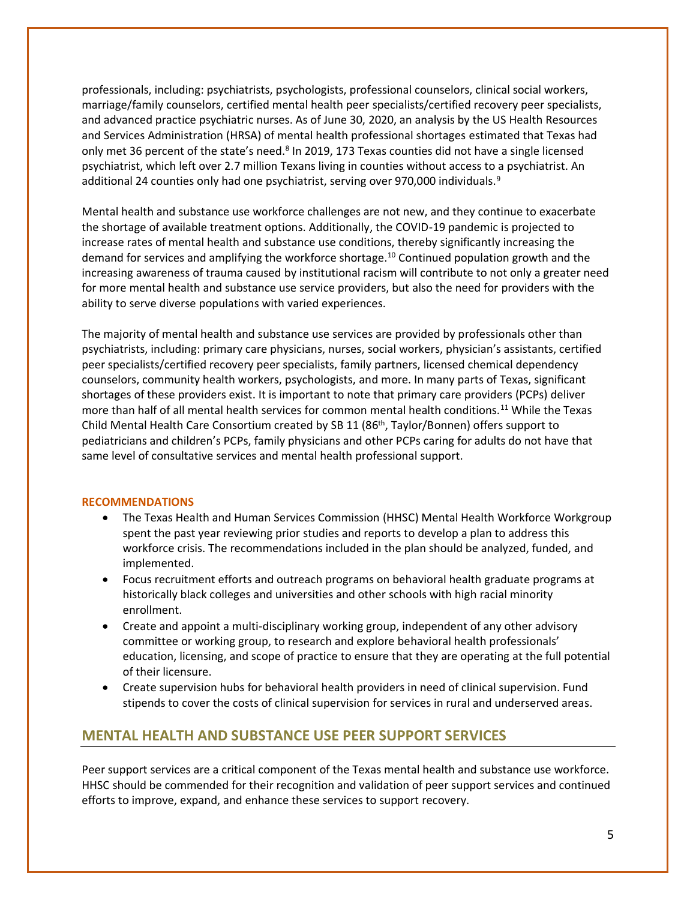professionals, including: psychiatrists, psychologists, professional counselors, clinical social workers, marriage/family counselors, certified mental health peer specialists/certified recovery peer specialists, and advanced practice psychiatric nurses. As of June 30, 2020, an analysis by the US Health Resources and Services Administration (HRSA) of mental health professional shortages estimated that Texas had only met 36 percent of the state's need.[8] In 2019, 173 Texas counties did not have a single licensed psychiatrist, which left over 2.7 million Texans living in counties without access to a psychiatrist. An additional 24 counties only had one psychiatrist, serving over 970,000 individuals.[9]

Mental health and substance use workforce challenges are not new, and they continue to exacerbate the shortage of available treatment options. Additionally, the COVID-19 pandemic is projected to increase rates of mental health and substance use conditions, thereby significantly increasing the demand for services and amplifying the workforce shortage.[10] Continued population growth and the increasing awareness of trauma caused by institutional racism will contribute to not only a greater need for more mental health and substance use service providers, but also the need for providers with the ability to serve diverse populations with varied experiences.

The majority of mental health and substance use services are provided by professionals other than psychiatrists, including: primary care physicians, nurses, social workers, physician's assistants, certified peer specialists/certified recovery peer specialists, family partners, licensed chemical dependency counselors, community health workers, psychologists, and more. In many parts of Texas, significant shortages of these providers exist. It is important to note that primary care providers (PCPs) deliver more than half of all mental health services for common mental health conditions.[11] While the Texas Child Mental Health Care Consortium created by SB 11 (86th, Taylor/Bonnen) offers support to pediatricians and children's PCPs, family physicians and other PCPs caring for adults do not have that same level of consultative services and mental health professional support.

**RECOMMENDATIONS**

- The Texas Health and Human Services Commission (HHSC) Mental Health Workforce Workgroup spent the past year reviewing prior studies and reports to develop a plan to address this workforce crisis. The recommendations included in the plan should be analyzed, funded, and implemented.
- Focus recruitment efforts and outreach programs on behavioral health graduate programs at historically black colleges and universities and other schools with high racial minority enrollment.
- Create and appoint a multi-disciplinary working group, independent of any other advisory committee or working group, to research and explore behavioral health professionals' education, licensing, and scope of practice to ensure that they are operating at the full potential of their licensure.
- Create supervision hubs for behavioral health providers in need of clinical supervision. Fund stipends to cover the costs of clinical supervision for services in rural and underserved areas.

## MENTAL HEALTH AND SUBSTANCE USE PEER SUPPORT SERVICES

Peer support services are a critical component of the Texas mental health and substance use workforce. HHSC should be commended for their recognition and validation of peer support services and continued efforts to improve, expand, and enhance these services to support recovery.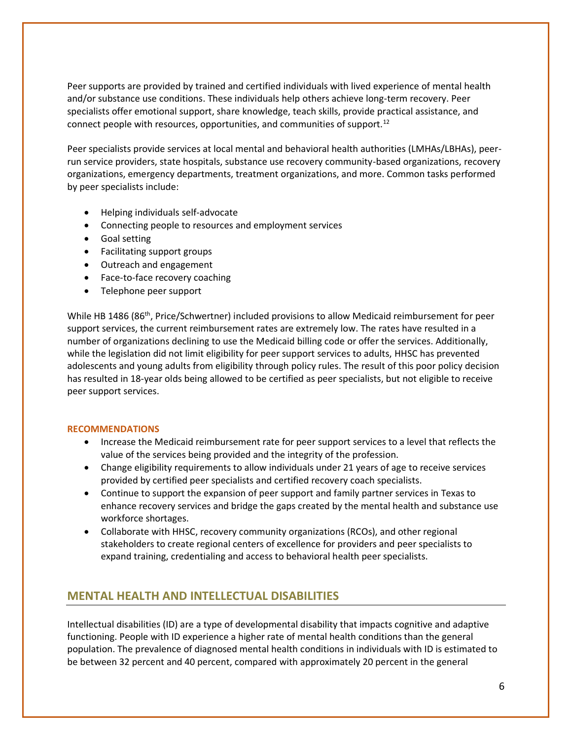Peer supports are provided by trained and certified individuals with lived experience of mental health and/or substance use conditions. These individuals help others achieve long-term recovery. Peer specialists offer emotional support, share knowledge, teach skills, provide practical assistance, and connect people with resources, opportunities, and communities of support.[12]

Peer specialists provide services at local mental and behavioral health authorities (LMHAs/LBHAs), peer-run service providers, state hospitals, substance use recovery community-based organizations, recovery organizations, emergency departments, treatment organizations, and more. Common tasks performed by peer specialists include:

- Helping individuals self-advocate
- Connecting people to resources and employment services
- Goal setting
- Facilitating support groups
- Outreach and engagement
- Face-to-face recovery coaching
- Telephone peer support

While HB 1486 (86th, Price/Schwertner) included provisions to allow Medicaid reimbursement for peer support services, the current reimbursement rates are extremely low. The rates have resulted in a number of organizations declining to use the Medicaid billing code or offer the services. Additionally, while the legislation did not limit eligibility for peer support services to adults, HHSC has prevented adolescents and young adults from eligibility through policy rules. The result of this poor policy decision has resulted in 18-year olds being allowed to be certified as peer specialists, but not eligible to receive peer support services.

**RECOMMENDATIONS**

- Increase the Medicaid reimbursement rate for peer support services to a level that reflects the value of the services being provided and the integrity of the profession.
- Change eligibility requirements to allow individuals under 21 years of age to receive services provided by certified peer specialists and certified recovery coach specialists.
- Continue to support the expansion of peer support and family partner services in Texas to enhance recovery services and bridge the gaps created by the mental health and substance use workforce shortages.
- Collaborate with HHSC, recovery community organizations (RCOs), and other regional stakeholders to create regional centers of excellence for providers and peer specialists to expand training, credentialing and access to behavioral health peer specialists.

## MENTAL HEALTH AND INTELLECTUAL DISABILITIES

Intellectual disabilities (ID) are a type of developmental disability that impacts cognitive and adaptive functioning. People with ID experience a higher rate of mental health conditions than the general population. The prevalence of diagnosed mental health conditions in individuals with ID is estimated to be between 32 percent and 40 percent, compared with approximately 20 percent in the general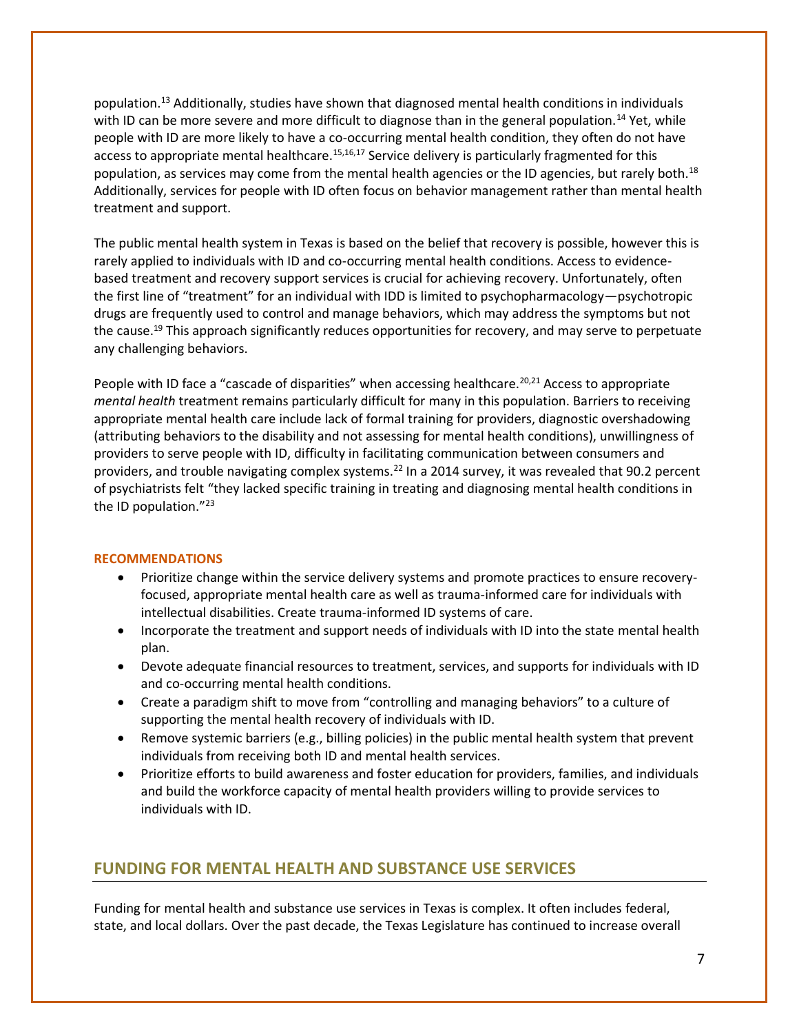population.[13] Additionally, studies have shown that diagnosed mental health conditions in individuals with ID can be more severe and more difficult to diagnose than in the general population.[14] Yet, while people with ID are more likely to have a co-occurring mental health condition, they often do not have access to appropriate mental healthcare.[15,16,17] Service delivery is particularly fragmented for this population, as services may come from the mental health agencies or the ID agencies, but rarely both.[18] Additionally, services for people with ID often focus on behavior management rather than mental health treatment and support.

The public mental health system in Texas is based on the belief that recovery is possible, however this is rarely applied to individuals with ID and co-occurring mental health conditions. Access to evidence-based treatment and recovery support services is crucial for achieving recovery. Unfortunately, often the first line of "treatment" for an individual with IDD is limited to psychopharmacology—psychotropic drugs are frequently used to control and manage behaviors, which may address the symptoms but not the cause.[19] This approach significantly reduces opportunities for recovery, and may serve to perpetuate any challenging behaviors.

People with ID face a "cascade of disparities" when accessing healthcare.[20,21] Access to appropriate *mental health* treatment remains particularly difficult for many in this population. Barriers to receiving appropriate mental health care include lack of formal training for providers, diagnostic overshadowing (attributing behaviors to the disability and not assessing for mental health conditions), unwillingness of providers to serve people with ID, difficulty in facilitating communication between consumers and providers, and trouble navigating complex systems.[22] In a 2014 survey, it was revealed that 90.2 percent of psychiatrists felt "they lacked specific training in treating and diagnosing mental health conditions in the ID population."[23]

**RECOMMENDATIONS**

- Prioritize change within the service delivery systems and promote practices to ensure recovery-focused, appropriate mental health care as well as trauma-informed care for individuals with intellectual disabilities. Create trauma-informed ID systems of care.
- Incorporate the treatment and support needs of individuals with ID into the state mental health plan.
- Devote adequate financial resources to treatment, services, and supports for individuals with ID and co-occurring mental health conditions.
- Create a paradigm shift to move from "controlling and managing behaviors" to a culture of supporting the mental health recovery of individuals with ID.
- Remove systemic barriers (e.g., billing policies) in the public mental health system that prevent individuals from receiving both ID and mental health services.
- Prioritize efforts to build awareness and foster education for providers, families, and individuals and build the workforce capacity of mental health providers willing to provide services to individuals with ID.

## FUNDING FOR MENTAL HEALTH AND SUBSTANCE USE SERVICES

Funding for mental health and substance use services in Texas is complex. It often includes federal, state, and local dollars. Over the past decade, the Texas Legislature has continued to increase overall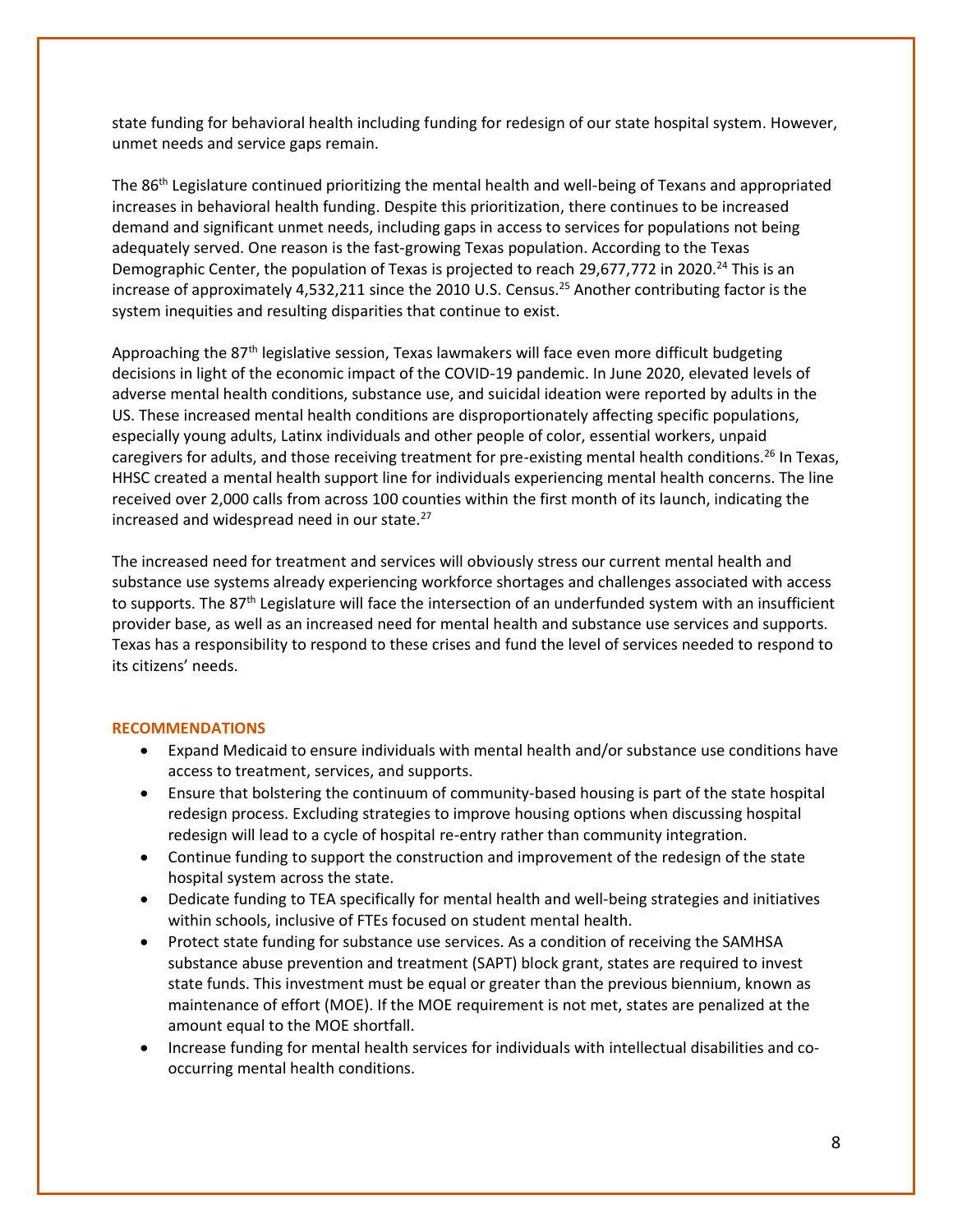state funding for behavioral health including funding for redesign of our state hospital system. However, unmet needs and service gaps remain.

The 86th Legislature continued prioritizing the mental health and well-being of Texans and appropriated increases in behavioral health funding. Despite this prioritization, there continues to be increased demand and significant unmet needs, including gaps in access to services for populations not being adequately served. One reason is the fast-growing Texas population. According to the Texas Demographic Center, the population of Texas is projected to reach 29,677,772 in 2020.[24] This is an increase of approximately 4,532,211 since the 2010 U.S. Census.[25] Another contributing factor is the system inequities and resulting disparities that continue to exist.

Approaching the 87th legislative session, Texas lawmakers will face even more difficult budgeting decisions in light of the economic impact of the COVID-19 pandemic. In June 2020, elevated levels of adverse mental health conditions, substance use, and suicidal ideation were reported by adults in the US. These increased mental health conditions are disproportionately affecting specific populations, especially young adults, Latinx individuals and other people of color, essential workers, unpaid caregivers for adults, and those receiving treatment for pre-existing mental health conditions.[26] In Texas, HHSC created a mental health support line for individuals experiencing mental health concerns. The line received over 2,000 calls from across 100 counties within the first month of its launch, indicating the increased and widespread need in our state.[27]

The increased need for treatment and services will obviously stress our current mental health and substance use systems already experiencing workforce shortages and challenges associated with access to supports. The 87th Legislature will face the intersection of an underfunded system with an insufficient provider base, as well as an increased need for mental health and substance use services and supports. Texas has a responsibility to respond to these crises and fund the level of services needed to respond to its citizens' needs.

### RECOMMENDATIONS

- Expand Medicaid to ensure individuals with mental health and/or substance use conditions have access to treatment, services, and supports.
- Ensure that bolstering the continuum of community-based housing is part of the state hospital redesign process. Excluding strategies to improve housing options when discussing hospital redesign will lead to a cycle of hospital re-entry rather than community integration.
- Continue funding to support the construction and improvement of the redesign of the state hospital system across the state.
- Dedicate funding to TEA specifically for mental health and well-being strategies and initiatives within schools, inclusive of FTEs focused on student mental health.
- Protect state funding for substance use services. As a condition of receiving the SAMHSA substance abuse prevention and treatment (SAPT) block grant, states are required to invest state funds. This investment must be equal or greater than the previous biennium, known as maintenance of effort (MOE). If the MOE requirement is not met, states are penalized at the amount equal to the MOE shortfall.
- Increase funding for mental health services for individuals with intellectual disabilities and co-occurring mental health conditions.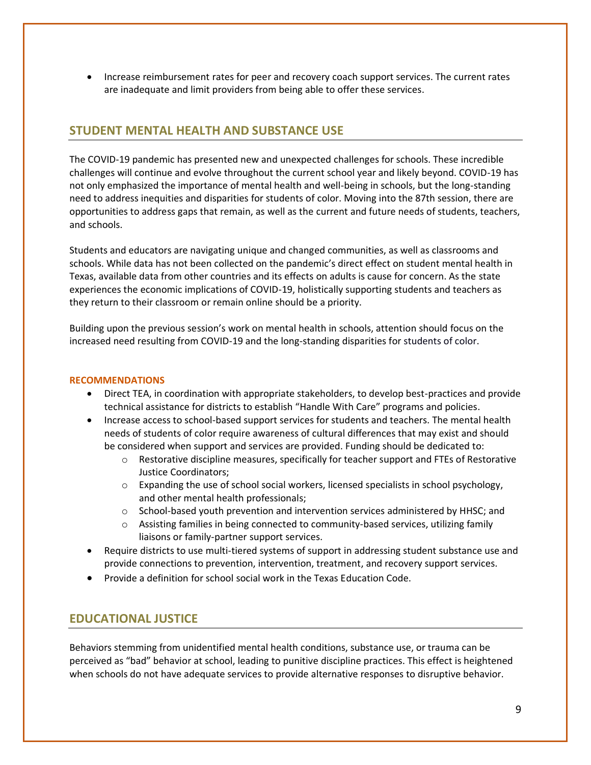- Increase reimbursement rates for peer and recovery coach support services. The current rates are inadequate and limit providers from being able to offer these services.

## STUDENT MENTAL HEALTH AND SUBSTANCE USE

The COVID-19 pandemic has presented new and unexpected challenges for schools. These incredible challenges will continue and evolve throughout the current school year and likely beyond. COVID-19 has not only emphasized the importance of mental health and well-being in schools, but the long-standing need to address inequities and disparities for students of color. Moving into the 87th session, there are opportunities to address gaps that remain, as well as the current and future needs of students, teachers, and schools.

Students and educators are navigating unique and changed communities, as well as classrooms and schools. While data has not been collected on the pandemic's direct effect on student mental health in Texas, available data from other countries and its effects on adults is cause for concern. As the state experiences the economic implications of COVID-19, holistically supporting students and teachers as they return to their classroom or remain online should be a priority.

Building upon the previous session's work on mental health in schools, attention should focus on the increased need resulting from COVID-19 and the long-standing disparities for students of color.

#### RECOMMENDATIONS

- Direct TEA, in coordination with appropriate stakeholders, to develop best-practices and provide technical assistance for districts to establish "Handle With Care" programs and policies.
- Increase access to school-based support services for students and teachers. The mental health needs of students of color require awareness of cultural differences that may exist and should be considered when support and services are provided. Funding should be dedicated to:
  - Restorative discipline measures, specifically for teacher support and FTEs of Restorative Justice Coordinators;
  - Expanding the use of school social workers, licensed specialists in school psychology, and other mental health professionals;
  - School-based youth prevention and intervention services administered by HHSC; and
  - Assisting families in being connected to community-based services, utilizing family liaisons or family-partner support services.
- Require districts to use multi-tiered systems of support in addressing student substance use and provide connections to prevention, intervention, treatment, and recovery support services.
- Provide a definition for school social work in the Texas Education Code.

## EDUCATIONAL JUSTICE

Behaviors stemming from unidentified mental health conditions, substance use, or trauma can be perceived as "bad" behavior at school, leading to punitive discipline practices. This effect is heightened when schools do not have adequate services to provide alternative responses to disruptive behavior.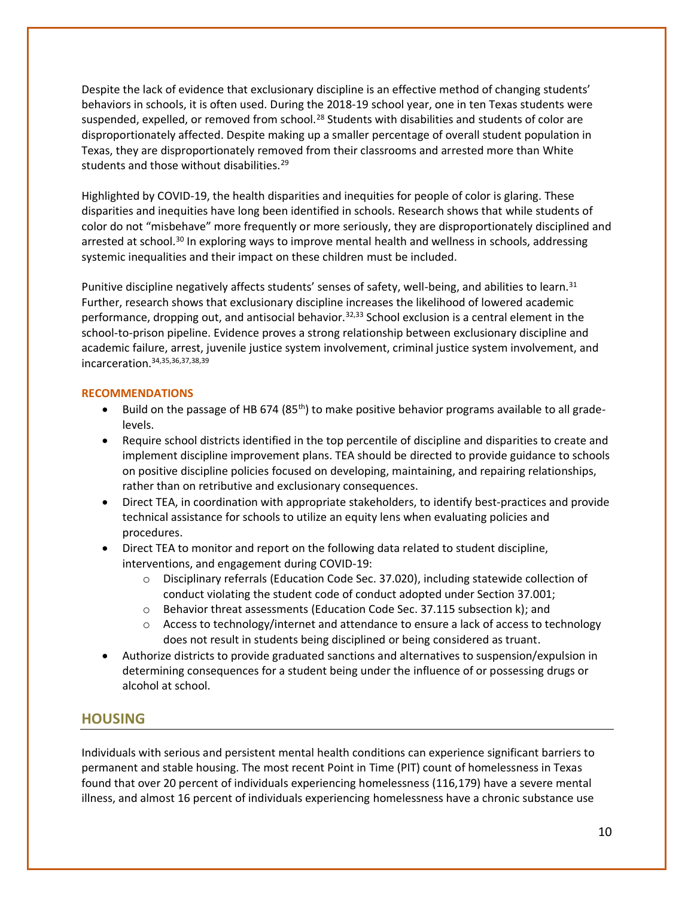Despite the lack of evidence that exclusionary discipline is an effective method of changing students' behaviors in schools, it is often used. During the 2018-19 school year, one in ten Texas students were suspended, expelled, or removed from school.[28] Students with disabilities and students of color are disproportionately affected. Despite making up a smaller percentage of overall student population in Texas, they are disproportionately removed from their classrooms and arrested more than White students and those without disabilities.[29]

Highlighted by COVID-19, the health disparities and inequities for people of color is glaring. These disparities and inequities have long been identified in schools. Research shows that while students of color do not "misbehave" more frequently or more seriously, they are disproportionately disciplined and arrested at school.[30] In exploring ways to improve mental health and wellness in schools, addressing systemic inequalities and their impact on these children must be included.

Punitive discipline negatively affects students' senses of safety, well-being, and abilities to learn.[31] Further, research shows that exclusionary discipline increases the likelihood of lowered academic performance, dropping out, and antisocial behavior.[32,33] School exclusion is a central element in the school-to-prison pipeline. Evidence proves a strong relationship between exclusionary discipline and academic failure, arrest, juvenile justice system involvement, criminal justice system involvement, and incarceration.[34,35,36,37,38,39]

#### RECOMMENDATIONS

- Build on the passage of HB 674 (85th) to make positive behavior programs available to all grade-levels.
- Require school districts identified in the top percentile of discipline and disparities to create and implement discipline improvement plans. TEA should be directed to provide guidance to schools on positive discipline policies focused on developing, maintaining, and repairing relationships, rather than on retributive and exclusionary consequences.
- Direct TEA, in coordination with appropriate stakeholders, to identify best-practices and provide technical assistance for schools to utilize an equity lens when evaluating policies and procedures.
- Direct TEA to monitor and report on the following data related to student discipline, interventions, and engagement during COVID-19:
  - Disciplinary referrals (Education Code Sec. 37.020), including statewide collection of conduct violating the student code of conduct adopted under Section 37.001;
  - Behavior threat assessments (Education Code Sec. 37.115 subsection k); and
  - Access to technology/internet and attendance to ensure a lack of access to technology does not result in students being disciplined or being considered as truant.
- Authorize districts to provide graduated sanctions and alternatives to suspension/expulsion in determining consequences for a student being under the influence of or possessing drugs or alcohol at school.

## HOUSING

Individuals with serious and persistent mental health conditions can experience significant barriers to permanent and stable housing. The most recent Point in Time (PIT) count of homelessness in Texas found that over 20 percent of individuals experiencing homelessness (116,179) have a severe mental illness, and almost 16 percent of individuals experiencing homelessness have a chronic substance use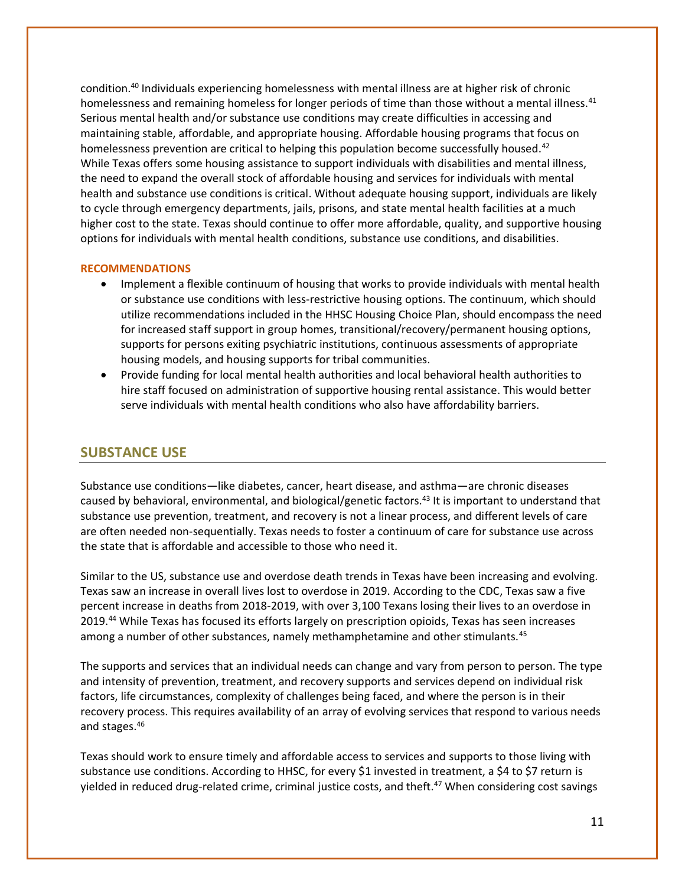condition.[40] Individuals experiencing homelessness with mental illness are at higher risk of chronic homelessness and remaining homeless for longer periods of time than those without a mental illness.[41] Serious mental health and/or substance use conditions may create difficulties in accessing and maintaining stable, affordable, and appropriate housing. Affordable housing programs that focus on homelessness prevention are critical to helping this population become successfully housed.[42] While Texas offers some housing assistance to support individuals with disabilities and mental illness, the need to expand the overall stock of affordable housing and services for individuals with mental health and substance use conditions is critical. Without adequate housing support, individuals are likely to cycle through emergency departments, jails, prisons, and state mental health facilities at a much higher cost to the state. Texas should continue to offer more affordable, quality, and supportive housing options for individuals with mental health conditions, substance use conditions, and disabilities.

### RECOMMENDATIONS

- Implement a flexible continuum of housing that works to provide individuals with mental health or substance use conditions with less-restrictive housing options. The continuum, which should utilize recommendations included in the HHSC Housing Choice Plan, should encompass the need for increased staff support in group homes, transitional/recovery/permanent housing options, supports for persons exiting psychiatric institutions, continuous assessments of appropriate housing models, and housing supports for tribal communities.
- Provide funding for local mental health authorities and local behavioral health authorities to hire staff focused on administration of supportive housing rental assistance. This would better serve individuals with mental health conditions who also have affordability barriers.

## SUBSTANCE USE

Substance use conditions—like diabetes, cancer, heart disease, and asthma—are chronic diseases caused by behavioral, environmental, and biological/genetic factors.[43] It is important to understand that substance use prevention, treatment, and recovery is not a linear process, and different levels of care are often needed non-sequentially. Texas needs to foster a continuum of care for substance use across the state that is affordable and accessible to those who need it.

Similar to the US, substance use and overdose death trends in Texas have been increasing and evolving. Texas saw an increase in overall lives lost to overdose in 2019. According to the CDC, Texas saw a five percent increase in deaths from 2018-2019, with over 3,100 Texans losing their lives to an overdose in 2019.[44] While Texas has focused its efforts largely on prescription opioids, Texas has seen increases among a number of other substances, namely methamphetamine and other stimulants.[45]

The supports and services that an individual needs can change and vary from person to person. The type and intensity of prevention, treatment, and recovery supports and services depend on individual risk factors, life circumstances, complexity of challenges being faced, and where the person is in their recovery process. This requires availability of an array of evolving services that respond to various needs and stages.[46]

Texas should work to ensure timely and affordable access to services and supports to those living with substance use conditions. According to HHSC, for every $1 invested in treatment, a $4 to $7 return is yielded in reduced drug-related crime, criminal justice costs, and theft.[47] When considering cost savings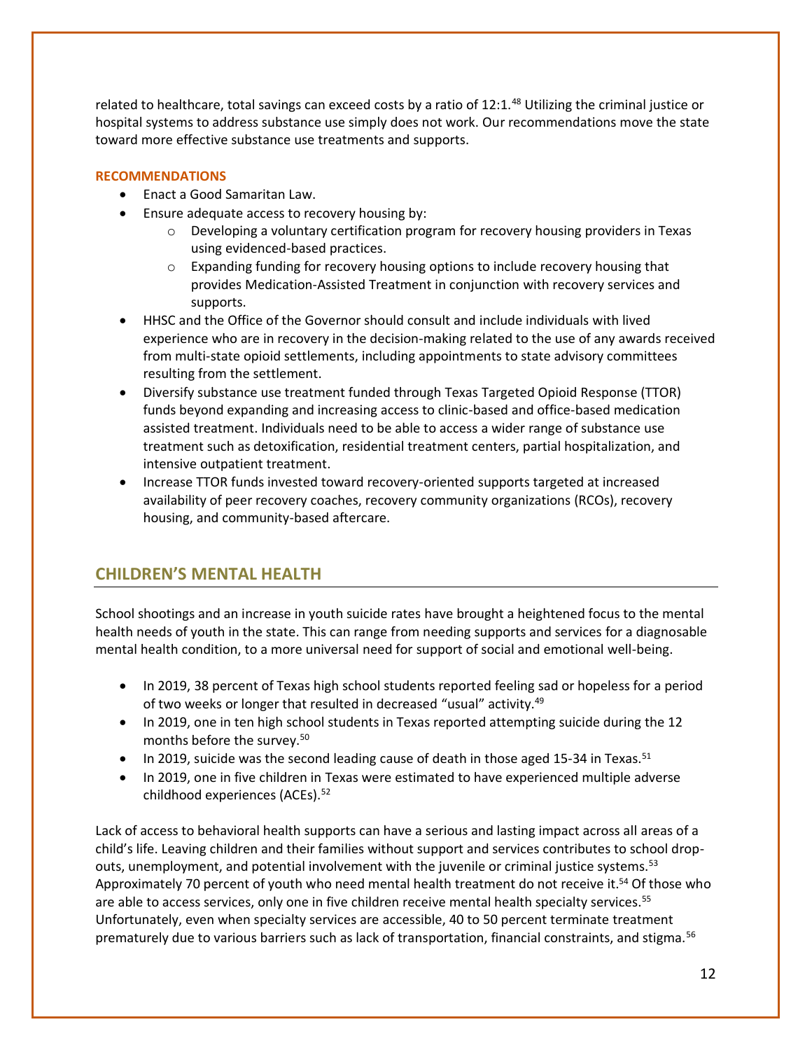related to healthcare, total savings can exceed costs by a ratio of 12:1.[48] Utilizing the criminal justice or hospital systems to address substance use simply does not work. Our recommendations move the state toward more effective substance use treatments and supports.

**RECOMMENDATIONS**

- Enact a Good Samaritan Law.
- Ensure adequate access to recovery housing by:
  - Developing a voluntary certification program for recovery housing providers in Texas using evidenced-based practices.
  - Expanding funding for recovery housing options to include recovery housing that provides Medication-Assisted Treatment in conjunction with recovery services and supports.
- HHSC and the Office of the Governor should consult and include individuals with lived experience who are in recovery in the decision-making related to the use of any awards received from multi-state opioid settlements, including appointments to state advisory committees resulting from the settlement.
- Diversify substance use treatment funded through Texas Targeted Opioid Response (TTOR) funds beyond expanding and increasing access to clinic-based and office-based medication assisted treatment. Individuals need to be able to access a wider range of substance use treatment such as detoxification, residential treatment centers, partial hospitalization, and intensive outpatient treatment.
- Increase TTOR funds invested toward recovery-oriented supports targeted at increased availability of peer recovery coaches, recovery community organizations (RCOs), recovery housing, and community-based aftercare.

## CHILDREN'S MENTAL HEALTH

School shootings and an increase in youth suicide rates have brought a heightened focus to the mental health needs of youth in the state. This can range from needing supports and services for a diagnosable mental health condition, to a more universal need for support of social and emotional well-being.

- In 2019, 38 percent of Texas high school students reported feeling sad or hopeless for a period of two weeks or longer that resulted in decreased "usual" activity.[49]
- In 2019, one in ten high school students in Texas reported attempting suicide during the 12 months before the survey.[50]
- In 2019, suicide was the second leading cause of death in those aged 15-34 in Texas.[51]
- In 2019, one in five children in Texas were estimated to have experienced multiple adverse childhood experiences (ACEs).[52]

Lack of access to behavioral health supports can have a serious and lasting impact across all areas of a child's life. Leaving children and their families without support and services contributes to school drop-outs, unemployment, and potential involvement with the juvenile or criminal justice systems.[53] Approximately 70 percent of youth who need mental health treatment do not receive it.[54] Of those who are able to access services, only one in five children receive mental health specialty services.[55] Unfortunately, even when specialty services are accessible, 40 to 50 percent terminate treatment prematurely due to various barriers such as lack of transportation, financial constraints, and stigma.[56]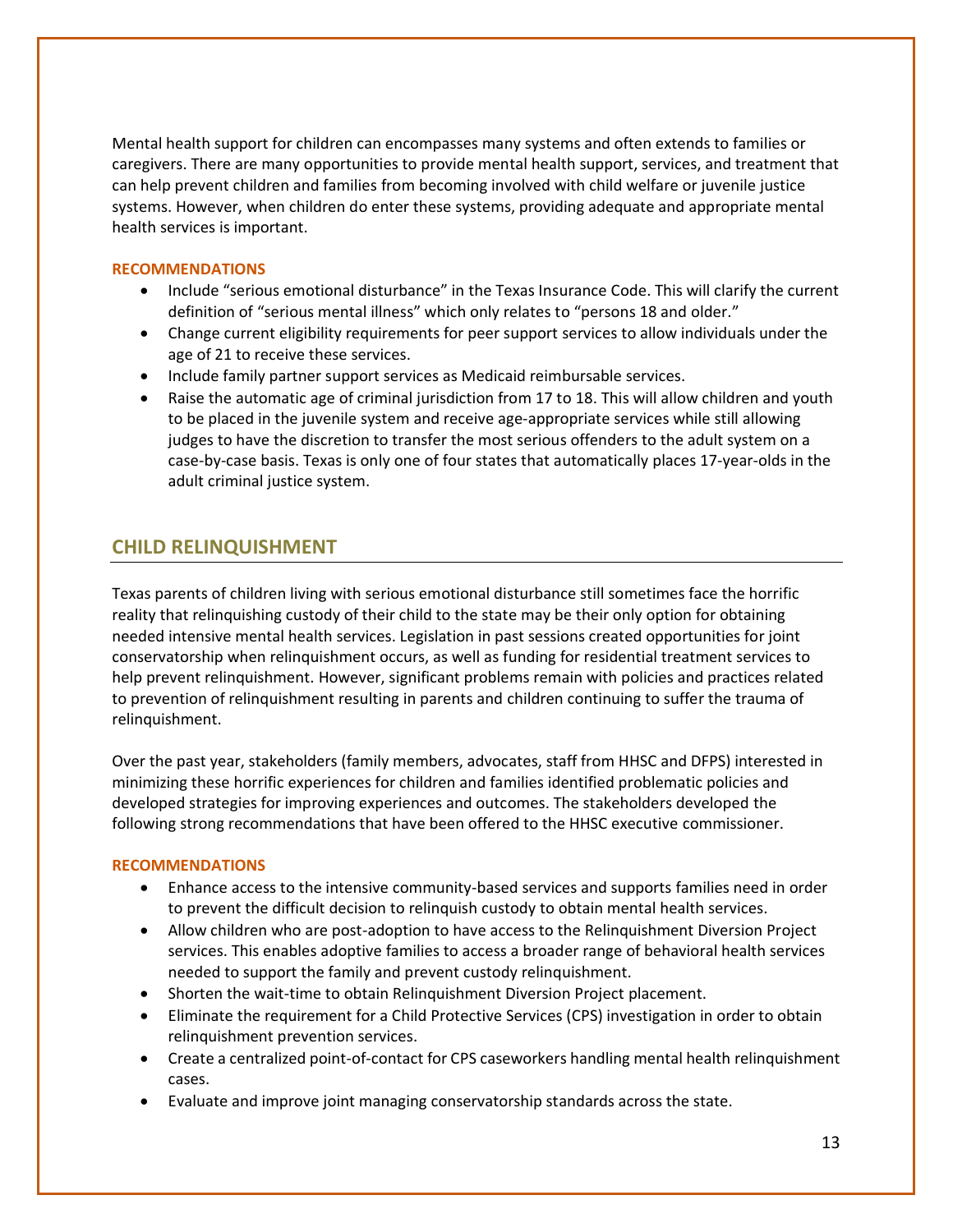Mental health support for children can encompasses many systems and often extends to families or caregivers. There are many opportunities to provide mental health support, services, and treatment that can help prevent children and families from becoming involved with child welfare or juvenile justice systems. However, when children do enter these systems, providing adequate and appropriate mental health services is important.

#### RECOMMENDATIONS

- Include "serious emotional disturbance" in the Texas Insurance Code. This will clarify the current definition of "serious mental illness" which only relates to "persons 18 and older."
- Change current eligibility requirements for peer support services to allow individuals under the age of 21 to receive these services.
- Include family partner support services as Medicaid reimbursable services.
- Raise the automatic age of criminal jurisdiction from 17 to 18. This will allow children and youth to be placed in the juvenile system and receive age-appropriate services while still allowing judges to have the discretion to transfer the most serious offenders to the adult system on a case-by-case basis. Texas is only one of four states that automatically places 17-year-olds in the adult criminal justice system.

## CHILD RELINQUISHMENT

Texas parents of children living with serious emotional disturbance still sometimes face the horrific reality that relinquishing custody of their child to the state may be their only option for obtaining needed intensive mental health services. Legislation in past sessions created opportunities for joint conservatorship when relinquishment occurs, as well as funding for residential treatment services to help prevent relinquishment. However, significant problems remain with policies and practices related to prevention of relinquishment resulting in parents and children continuing to suffer the trauma of relinquishment.

Over the past year, stakeholders (family members, advocates, staff from HHSC and DFPS) interested in minimizing these horrific experiences for children and families identified problematic policies and developed strategies for improving experiences and outcomes. The stakeholders developed the following strong recommendations that have been offered to the HHSC executive commissioner.

#### RECOMMENDATIONS

- Enhance access to the intensive community-based services and supports families need in order to prevent the difficult decision to relinquish custody to obtain mental health services.
- Allow children who are post-adoption to have access to the Relinquishment Diversion Project services. This enables adoptive families to access a broader range of behavioral health services needed to support the family and prevent custody relinquishment.
- Shorten the wait-time to obtain Relinquishment Diversion Project placement.
- Eliminate the requirement for a Child Protective Services (CPS) investigation in order to obtain relinquishment prevention services.
- Create a centralized point-of-contact for CPS caseworkers handling mental health relinquishment cases.
- Evaluate and improve joint managing conservatorship standards across the state.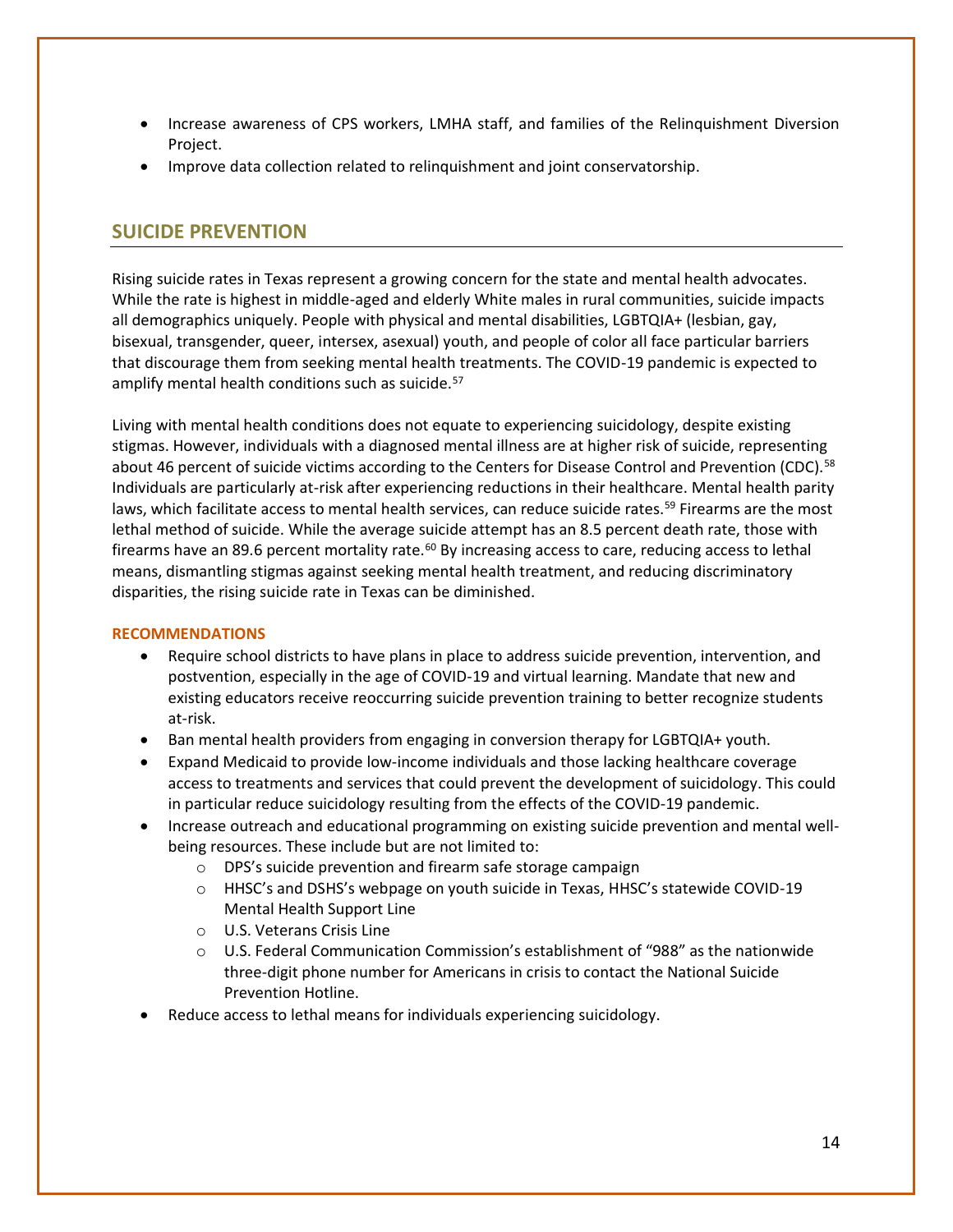- Increase awareness of CPS workers, LMHA staff, and families of the Relinquishment Diversion Project.
- Improve data collection related to relinquishment and joint conservatorship.

## SUICIDE PREVENTION

Rising suicide rates in Texas represent a growing concern for the state and mental health advocates. While the rate is highest in middle-aged and elderly White males in rural communities, suicide impacts all demographics uniquely. People with physical and mental disabilities, LGBTQIA+ (lesbian, gay, bisexual, transgender, queer, intersex, asexual) youth, and people of color all face particular barriers that discourage them from seeking mental health treatments. The COVID-19 pandemic is expected to amplify mental health conditions such as suicide.[57]

Living with mental health conditions does not equate to experiencing suicidology, despite existing stigmas. However, individuals with a diagnosed mental illness are at higher risk of suicide, representing about 46 percent of suicide victims according to the Centers for Disease Control and Prevention (CDC).[58] Individuals are particularly at-risk after experiencing reductions in their healthcare. Mental health parity laws, which facilitate access to mental health services, can reduce suicide rates.[59] Firearms are the most lethal method of suicide. While the average suicide attempt has an 8.5 percent death rate, those with firearms have an 89.6 percent mortality rate.[60] By increasing access to care, reducing access to lethal means, dismantling stigmas against seeking mental health treatment, and reducing discriminatory disparities, the rising suicide rate in Texas can be diminished.

#### RECOMMENDATIONS

- Require school districts to have plans in place to address suicide prevention, intervention, and postvention, especially in the age of COVID-19 and virtual learning. Mandate that new and existing educators receive reoccurring suicide prevention training to better recognize students at-risk.
- Ban mental health providers from engaging in conversion therapy for LGBTQIA+ youth.
- Expand Medicaid to provide low-income individuals and those lacking healthcare coverage access to treatments and services that could prevent the development of suicidology. This could in particular reduce suicidology resulting from the effects of the COVID-19 pandemic.
- Increase outreach and educational programming on existing suicide prevention and mental well-being resources. These include but are not limited to:
  - DPS's suicide prevention and firearm safe storage campaign
  - HHSC's and DSHS's webpage on youth suicide in Texas, HHSC's statewide COVID-19 Mental Health Support Line
  - U.S. Veterans Crisis Line
  - U.S. Federal Communication Commission's establishment of "988" as the nationwide three-digit phone number for Americans in crisis to contact the National Suicide Prevention Hotline.
- Reduce access to lethal means for individuals experiencing suicidology.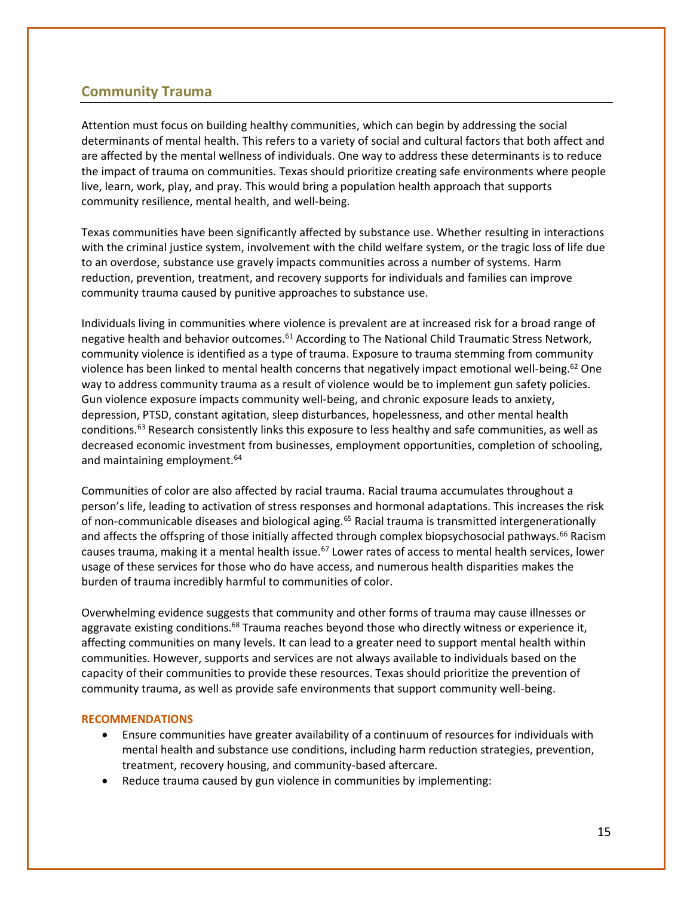## Community Trauma

Attention must focus on building healthy communities, which can begin by addressing the social determinants of mental health. This refers to a variety of social and cultural factors that both affect and are affected by the mental wellness of individuals. One way to address these determinants is to reduce the impact of trauma on communities. Texas should prioritize creating safe environments where people live, learn, work, play, and pray. This would bring a population health approach that supports community resilience, mental health, and well-being.

Texas communities have been significantly affected by substance use. Whether resulting in interactions with the criminal justice system, involvement with the child welfare system, or the tragic loss of life due to an overdose, substance use gravely impacts communities across a number of systems. Harm reduction, prevention, treatment, and recovery supports for individuals and families can improve community trauma caused by punitive approaches to substance use.

Individuals living in communities where violence is prevalent are at increased risk for a broad range of negative health and behavior outcomes.[61] According to The National Child Traumatic Stress Network, community violence is identified as a type of trauma. Exposure to trauma stemming from community violence has been linked to mental health concerns that negatively impact emotional well-being.[62] One way to address community trauma as a result of violence would be to implement gun safety policies. Gun violence exposure impacts community well-being, and chronic exposure leads to anxiety, depression, PTSD, constant agitation, sleep disturbances, hopelessness, and other mental health conditions.[63] Research consistently links this exposure to less healthy and safe communities, as well as decreased economic investment from businesses, employment opportunities, completion of schooling, and maintaining employment.[64]

Communities of color are also affected by racial trauma. Racial trauma accumulates throughout a person's life, leading to activation of stress responses and hormonal adaptations. This increases the risk of non-communicable diseases and biological aging.[65] Racial trauma is transmitted intergenerationally and affects the offspring of those initially affected through complex biopsychosocial pathways.[66] Racism causes trauma, making it a mental health issue.[67] Lower rates of access to mental health services, lower usage of these services for those who do have access, and numerous health disparities makes the burden of trauma incredibly harmful to communities of color.

Overwhelming evidence suggests that community and other forms of trauma may cause illnesses or aggravate existing conditions.[68] Trauma reaches beyond those who directly witness or experience it, affecting communities on many levels. It can lead to a greater need to support mental health within communities. However, supports and services are not always available to individuals based on the capacity of their communities to provide these resources. Texas should prioritize the prevention of community trauma, as well as provide safe environments that support community well-being.

**RECOMMENDATIONS**

- Ensure communities have greater availability of a continuum of resources for individuals with mental health and substance use conditions, including harm reduction strategies, prevention, treatment, recovery housing, and community-based aftercare.
- Reduce trauma caused by gun violence in communities by implementing: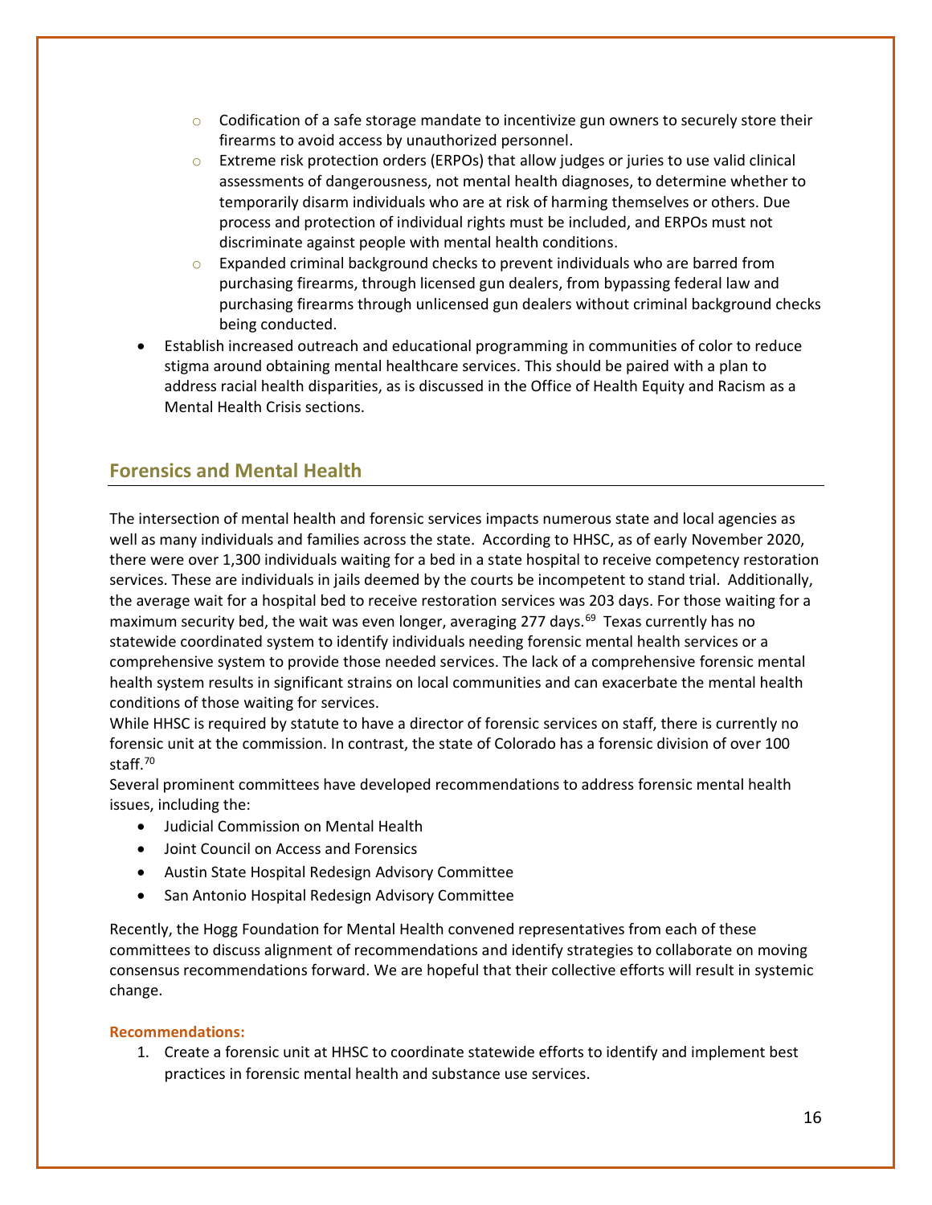- Codification of a safe storage mandate to incentivize gun owners to securely store their firearms to avoid access by unauthorized personnel.
  - Extreme risk protection orders (ERPOs) that allow judges or juries to use valid clinical assessments of dangerousness, not mental health diagnoses, to determine whether to temporarily disarm individuals who are at risk of harming themselves or others. Due process and protection of individual rights must be included, and ERPOs must not discriminate against people with mental health conditions.
  - Expanded criminal background checks to prevent individuals who are barred from purchasing firearms, through licensed gun dealers, from bypassing federal law and purchasing firearms through unlicensed gun dealers without criminal background checks being conducted.
- Establish increased outreach and educational programming in communities of color to reduce stigma around obtaining mental healthcare services. This should be paired with a plan to address racial health disparities, as is discussed in the Office of Health Equity and Racism as a Mental Health Crisis sections.

## Forensics and Mental Health

The intersection of mental health and forensic services impacts numerous state and local agencies as well as many individuals and families across the state. According to HHSC, as of early November 2020, there were over 1,300 individuals waiting for a bed in a state hospital to receive competency restoration services. These are individuals in jails deemed by the courts be incompetent to stand trial. Additionally, the average wait for a hospital bed to receive restoration services was 203 days. For those waiting for a maximum security bed, the wait was even longer, averaging 277 days.[69] Texas currently has no statewide coordinated system to identify individuals needing forensic mental health services or a comprehensive system to provide those needed services. The lack of a comprehensive forensic mental health system results in significant strains on local communities and can exacerbate the mental health conditions of those waiting for services.

While HHSC is required by statute to have a director of forensic services on staff, there is currently no forensic unit at the commission. In contrast, the state of Colorado has a forensic division of over 100 staff.[70]

Several prominent committees have developed recommendations to address forensic mental health issues, including the:

- Judicial Commission on Mental Health
- Joint Council on Access and Forensics
- Austin State Hospital Redesign Advisory Committee
- San Antonio Hospital Redesign Advisory Committee

Recently, the Hogg Foundation for Mental Health convened representatives from each of these committees to discuss alignment of recommendations and identify strategies to collaborate on moving consensus recommendations forward. We are hopeful that their collective efforts will result in systemic change.

**Recommendations:**

1. Create a forensic unit at HHSC to coordinate statewide efforts to identify and implement best practices in forensic mental health and substance use services.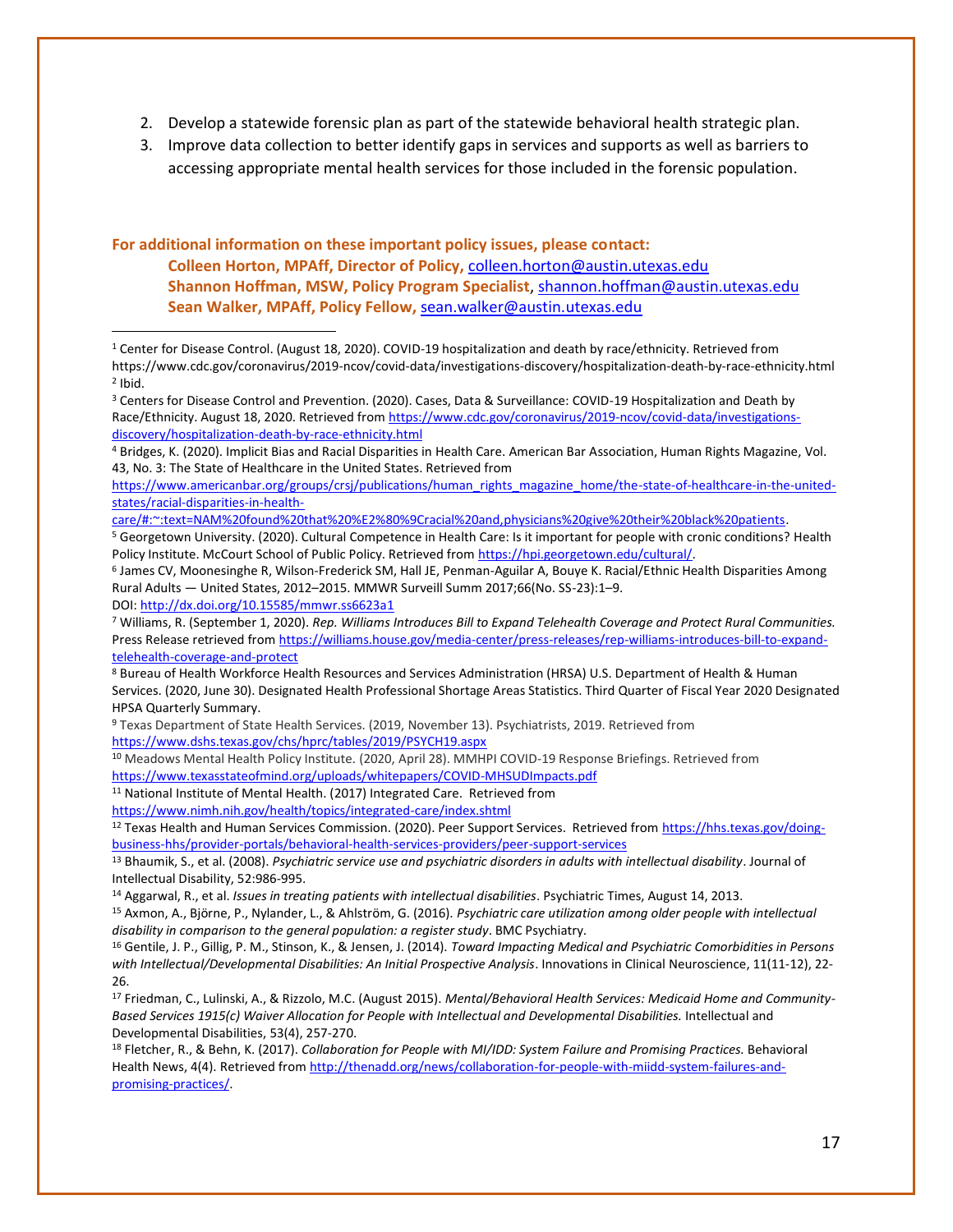2. Develop a statewide forensic plan as part of the statewide behavioral health strategic plan.
3. Improve data collection to better identify gaps in services and supports as well as barriers to accessing appropriate mental health services for those included in the forensic population.

**For additional information on these important policy issues, please contact:**

**Colleen Horton, MPAff, Director of Policy,** colleen.horton@austin.utexas.edu
**Shannon Hoffman, MSW, Policy Program Specialist**, shannon.hoffman@austin.utexas.edu
**Sean Walker, MPAff, Policy Fellow,** sean.walker@austin.utexas.edu

---

[1] Center for Disease Control. (August 18, 2020). COVID-19 hospitalization and death by race/ethnicity. Retrieved from https://www.cdc.gov/coronavirus/2019-ncov/covid-data/investigations-discovery/hospitalization-death-by-race-ethnicity.html

[2] Ibid.

[3] Centers for Disease Control and Prevention. (2020). Cases, Data & Surveillance: COVID-19 Hospitalization and Death by Race/Ethnicity. August 18, 2020. Retrieved from https://www.cdc.gov/coronavirus/2019-ncov/covid-data/investigations-discovery/hospitalization-death-by-race-ethnicity.html

[4] Bridges, K. (2020). Implicit Bias and Racial Disparities in Health Care. American Bar Association, Human Rights Magazine, Vol. 43, No. 3: The State of Healthcare in the United States. Retrieved from https://www.americanbar.org/groups/crsj/publications/human_rights_magazine_home/the-state-of-healthcare-in-the-united-states/racial-disparities-in-health-care/#:~:text=NAM%20found%20that%20%E2%80%9Cracial%20and,physicians%20give%20their%20black%20patients.

[5] Georgetown University. (2020). Cultural Competence in Health Care: Is it important for people with cronic conditions? Health Policy Institute. McCourt School of Public Policy. Retrieved from https://hpi.georgetown.edu/cultural/.

[6] James CV, Moonesinghe R, Wilson-Frederick SM, Hall JE, Penman-Aguilar A, Bouye K. Racial/Ethnic Health Disparities Among Rural Adults — United States, 2012–2015. MMWR Surveill Summ 2017;66(No. SS-23):1–9. DOI: http://dx.doi.org/10.15585/mmwr.ss6623a1

[7] Williams, R. (September 1, 2020). *Rep. Williams Introduces Bill to Expand Telehealth Coverage and Protect Rural Communities.* Press Release retrieved from https://williams.house.gov/media-center/press-releases/rep-williams-introduces-bill-to-expand-telehealth-coverage-and-protect

[8] Bureau of Health Workforce Health Resources and Services Administration (HRSA) U.S. Department of Health & Human Services. (2020, June 30). Designated Health Professional Shortage Areas Statistics. Third Quarter of Fiscal Year 2020 Designated HPSA Quarterly Summary.

[9] Texas Department of State Health Services. (2019, November 13). Psychiatrists, 2019. Retrieved from https://www.dshs.texas.gov/chs/hprc/tables/2019/PSYCH19.aspx

[10] Meadows Mental Health Policy Institute. (2020, April 28). MMHPI COVID-19 Response Briefings. Retrieved from https://www.texasstateofmind.org/uploads/whitepapers/COVID-MHSUDImpacts.pdf

[11] National Institute of Mental Health. (2017) Integrated Care. Retrieved from https://www.nimh.nih.gov/health/topics/integrated-care/index.shtml

[12] Texas Health and Human Services Commission. (2020). Peer Support Services. Retrieved from https://hhs.texas.gov/doing-business-hhs/provider-portals/behavioral-health-services-providers/peer-support-services

[13] Bhaumik, S., et al. (2008). *Psychiatric service use and psychiatric disorders in adults with intellectual disability*. Journal of Intellectual Disability, 52:986-995.

[14] Aggarwal, R., et al. *Issues in treating patients with intellectual disabilities*. Psychiatric Times, August 14, 2013.

[15] Axmon, A., Björne, P., Nylander, L., & Ahlström, G. (2016). *Psychiatric care utilization among older people with intellectual disability in comparison to the general population: a register study*. BMC Psychiatry.

[16] Gentile, J. P., Gillig, P. M., Stinson, K., & Jensen, J. (2014). *Toward Impacting Medical and Psychiatric Comorbidities in Persons with Intellectual/Developmental Disabilities: An Initial Prospective Analysis*. Innovations in Clinical Neuroscience, 11(11-12), 22-26.

[17] Friedman, C., Lulinski, A., & Rizzolo, M.C. (August 2015). *Mental/Behavioral Health Services: Medicaid Home and Community-Based Services 1915(c) Waiver Allocation for People with Intellectual and Developmental Disabilities.* Intellectual and Developmental Disabilities, 53(4), 257-270.

[18] Fletcher, R., & Behn, K. (2017). *Collaboration for People with MI/IDD: System Failure and Promising Practices.* Behavioral Health News, 4(4). Retrieved from http://thenadd.org/news/collaboration-for-people-with-miidd-system-failures-and-promising-practices/.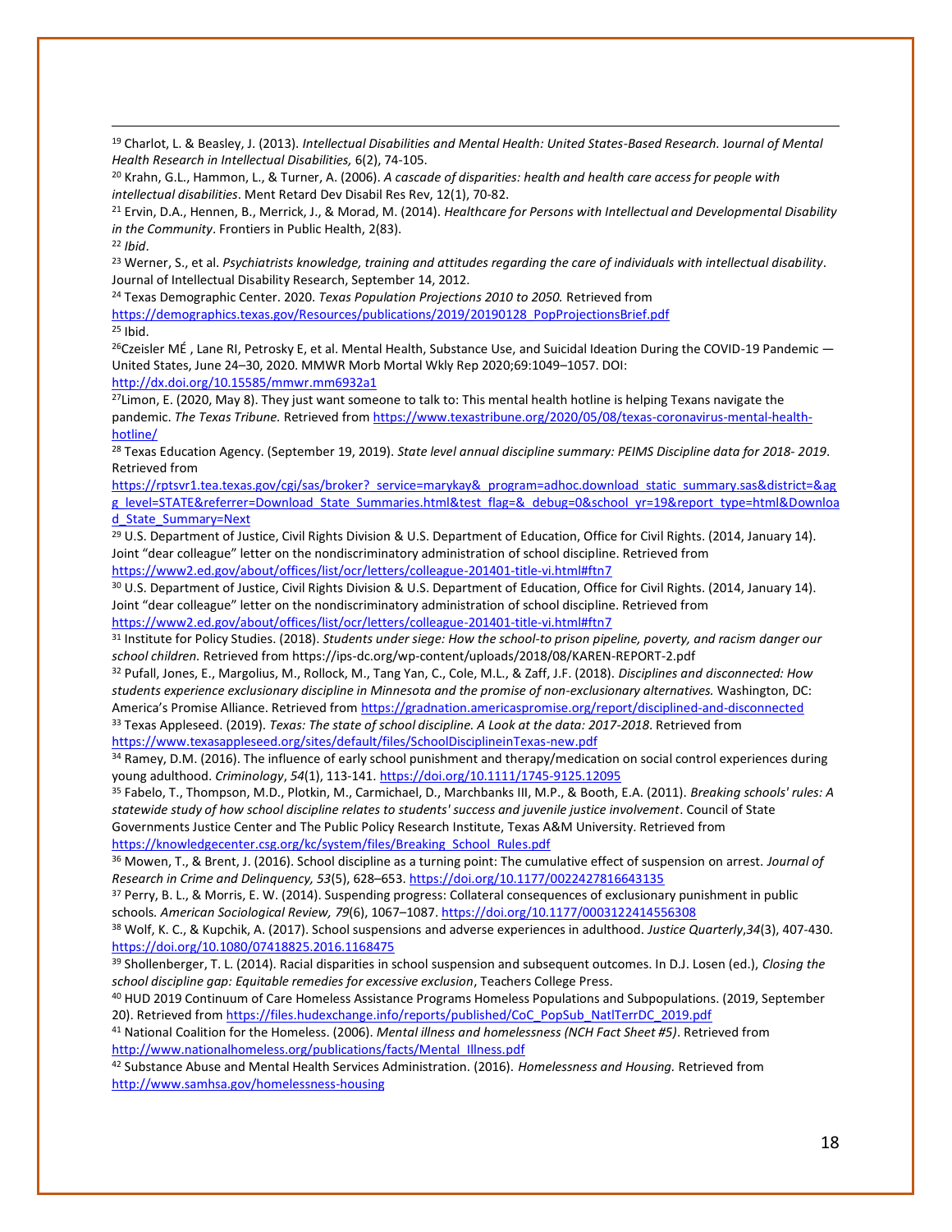[19] Charlot, L. & Beasley, J. (2013). *Intellectual Disabilities and Mental Health: United States-Based Research.* J*ournal of Mental Health Research in Intellectual Disabilities,* 6(2), 74-105.

[20] Krahn, G.L., Hammon, L., & Turner, A. (2006). *A cascade of disparities: health and health care access for people with intellectual disabilities*. Ment Retard Dev Disabil Res Rev, 12(1), 70-82.

[21] Ervin, D.A., Hennen, B., Merrick, J., & Morad, M. (2014). *Healthcare for Persons with Intellectual and Developmental Disability in the Community*. Frontiers in Public Health, 2(83).

[22] *Ibid*.

[23] Werner, S., et al. *Psychiatrists knowledge, training and attitudes regarding the care of individuals with intellectual disability*. Journal of Intellectual Disability Research, September 14, 2012.

[24] Texas Demographic Center. 2020. *Texas Population Projections 2010 to 2050.* Retrieved from https://demographics.texas.gov/Resources/publications/2019/20190128_PopProjectionsBrief.pdf

[25] Ibid.

[26] Czeisler MÉ , Lane RI, Petrosky E, et al. Mental Health, Substance Use, and Suicidal Ideation During the COVID-19 Pandemic — United States, June 24–30, 2020. MMWR Morb Mortal Wkly Rep 2020;69:1049–1057. DOI: http://dx.doi.org/10.15585/mmwr.mm6932a1

[27] Limon, E. (2020, May 8). They just want someone to talk to: This mental health hotline is helping Texans navigate the pandemic. *The Texas Tribune.* Retrieved from https://www.texastribune.org/2020/05/08/texas-coronavirus-mental-health-hotline/

[28] Texas Education Agency. (September 19, 2019). *State level annual discipline summary: PEIMS Discipline data for 2018- 2019*. Retrieved from https://rptsvr1.tea.texas.gov/cgi/sas/broker?_service=marykay&_program=adhoc.download_static_summary.sas&district=&agg_level=STATE&referrer=Download_State_Summaries.html&test_flag=&_debug=0&school_yr=19&report_type=html&Download_State_Summary=Next

[29] U.S. Department of Justice, Civil Rights Division & U.S. Department of Education, Office for Civil Rights. (2014, January 14). Joint "dear colleague" letter on the nondiscriminatory administration of school discipline. Retrieved from https://www2.ed.gov/about/offices/list/ocr/letters/colleague-201401-title-vi.html#ftn7

[30] U.S. Department of Justice, Civil Rights Division & U.S. Department of Education, Office for Civil Rights. (2014, January 14). Joint "dear colleague" letter on the nondiscriminatory administration of school discipline. Retrieved from https://www2.ed.gov/about/offices/list/ocr/letters/colleague-201401-title-vi.html#ftn7

[31] Institute for Policy Studies. (2018). *Students under siege: How the school-to prison pipeline, poverty, and racism danger our school children.* Retrieved from https://ips-dc.org/wp-content/uploads/2018/08/KAREN-REPORT-2.pdf

[32] Pufall, Jones, E., Margolius, M., Rollock, M., Tang Yan, C., Cole, M.L., & Zaff, J.F. (2018). *Disciplines and disconnected: How students experience exclusionary discipline in Minnesota and the promise of non-exclusionary alternatives.* Washington, DC: America's Promise Alliance. Retrieved from https://gradnation.americaspromise.org/report/disciplined-and-disconnected

[33] Texas Appleseed. (2019). *Texas: The state of school discipline. A Look at the data: 2017-2018*. Retrieved from https://www.texasappleseed.org/sites/default/files/SchoolDisciplineinTexas-new.pdf

[34] Ramey, D.M. (2016). The influence of early school punishment and therapy/medication on social control experiences during young adulthood. *Criminology*, *54*(1), 113-141. https://doi.org/10.1111/1745-9125.12095

[35] Fabelo, T., Thompson, M.D., Plotkin, M., Carmichael, D., Marchbanks III, M.P., & Booth, E.A. (2011). *Breaking schools' rules: A statewide study of how school discipline relates to students' success and juvenile justice involvement*. Council of State Governments Justice Center and The Public Policy Research Institute, Texas A&M University. Retrieved from https://knowledgecenter.csg.org/kc/system/files/Breaking_School_Rules.pdf

[36] Mowen, T., & Brent, J. (2016). School discipline as a turning point: The cumulative effect of suspension on arrest. *Journal of Research in Crime and Delinquency, 53*(5), 628–653. https://doi.org/10.1177/0022427816643135

[37] Perry, B. L., & Morris, E. W. (2014). Suspending progress: Collateral consequences of exclusionary punishment in public schools. *American Sociological Review, 79*(6), 1067–1087. https://doi.org/10.1177/0003122414556308

[38] Wolf, K. C., & Kupchik, A. (2017). School suspensions and adverse experiences in adulthood. *Justice Quarterly*,*34*(3), 407-430. https://doi.org/10.1080/07418825.2016.1168475

[39] Shollenberger, T. L. (2014). Racial disparities in school suspension and subsequent outcomes. In D.J. Losen (ed.), *Closing the school discipline gap: Equitable remedies for excessive exclusion*, Teachers College Press.

[40] HUD 2019 Continuum of Care Homeless Assistance Programs Homeless Populations and Subpopulations. (2019, September 20). Retrieved from https://files.hudexchange.info/reports/published/CoC_PopSub_NatlTerrDC_2019.pdf

[41] National Coalition for the Homeless. (2006). *Mental illness and homelessness (NCH Fact Sheet #5)*. Retrieved from http://www.nationalhomeless.org/publications/facts/Mental_Illness.pdf

[42] Substance Abuse and Mental Health Services Administration. (2016). *Homelessness and Housing.* Retrieved from http://www.samhsa.gov/homelessness-housing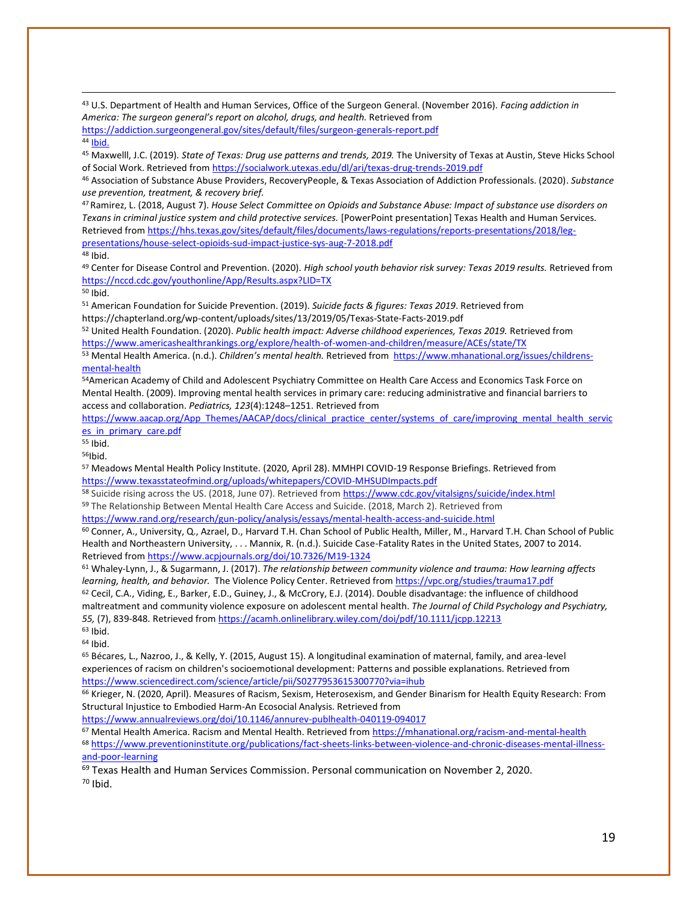[43] U.S. Department of Health and Human Services, Office of the Surgeon General. (November 2016). *Facing addiction in America: The surgeon general's report on alcohol, drugs, and health.* Retrieved from https://addiction.surgeongeneral.gov/sites/default/files/surgeon-generals-report.pdf

[44] Ibid.

[45] Maxwelll, J.C. (2019). *State of Texas: Drug use patterns and trends, 2019.* The University of Texas at Austin, Steve Hicks School of Social Work. Retrieved from https://socialwork.utexas.edu/dl/ari/texas-drug-trends-2019.pdf

[46] Association of Substance Abuse Providers, RecoveryPeople, & Texas Association of Addiction Professionals. (2020). *Substance use prevention, treatment, & recovery brief.*

[47] Ramirez, L. (2018, August 7). *House Select Committee on Opioids and Substance Abuse: Impact of substance use disorders on Texans in criminal justice system and child protective services.* [PowerPoint presentation] Texas Health and Human Services. Retrieved from https://hhs.texas.gov/sites/default/files/documents/laws-regulations/reports-presentations/2018/leg-presentations/house-select-opioids-sud-impact-justice-sys-aug-7-2018.pdf

[48] Ibid.

[49] Center for Disease Control and Prevention. (2020). *High school youth behavior risk survey: Texas 2019 results.* Retrieved from https://nccd.cdc.gov/youthonline/App/Results.aspx?LID=TX

[50] Ibid.

[51] American Foundation for Suicide Prevention. (2019). *Suicide facts & figures: Texas 2019*. Retrieved from https://chapterland.org/wp-content/uploads/sites/13/2019/05/Texas-State-Facts-2019.pdf

[52] United Health Foundation. (2020). *Public health impact: Adverse childhood experiences, Texas 2019.* Retrieved from https://www.americashealthrankings.org/explore/health-of-women-and-children/measure/ACEs/state/TX

[53] Mental Health America. (n.d.). *Children's mental health.* Retrieved from https://www.mhanational.org/issues/childrens-mental-health

[54] American Academy of Child and Adolescent Psychiatry Committee on Health Care Access and Economics Task Force on Mental Health. (2009). Improving mental health services in primary care: reducing administrative and financial barriers to access and collaboration. *Pediatrics, 123*(4):1248–1251. Retrieved from https://www.aacap.org/App_Themes/AACAP/docs/clinical_practice_center/systems_of_care/improving_mental_health_services_in_primary_care.pdf

[55] Ibid.

[56] Ibid.

[57] Meadows Mental Health Policy Institute. (2020, April 28). MMHPI COVID-19 Response Briefings. Retrieved from https://www.texasstateofmind.org/uploads/whitepapers/COVID-MHSUDImpacts.pdf

[58] Suicide rising across the US. (2018, June 07). Retrieved from https://www.cdc.gov/vitalsigns/suicide/index.html

[59] The Relationship Between Mental Health Care Access and Suicide. (2018, March 2). Retrieved from https://www.rand.org/research/gun-policy/analysis/essays/mental-health-access-and-suicide.html

[60] Conner, A., University, Q., Azrael, D., Harvard T.H. Chan School of Public Health, Miller, M., Harvard T.H. Chan School of Public Health and Northeastern University, . . . Mannix, R. (n.d.). Suicide Case-Fatality Rates in the United States, 2007 to 2014. Retrieved from https://www.acpjournals.org/doi/10.7326/M19-1324

[61] Whaley-Lynn, J., & Sugarmann, J. (2017). *The relationship between community violence and trauma: How learning affects learning, health, and behavior.* The Violence Policy Center. Retrieved from https://vpc.org/studies/trauma17.pdf

[62] Cecil, C.A., Viding, E., Barker, E.D., Guiney, J., & McCrory, E.J. (2014). Double disadvantage: the influence of childhood maltreatment and community violence exposure on adolescent mental health. *The Journal of Child Psychology and Psychiatry, 55,* (7), 839-848. Retrieved from https://acamh.onlinelibrary.wiley.com/doi/pdf/10.1111/jcpp.12213

[63] Ibid.

[64] Ibid.

[65] Bécares, L., Nazroo, J., & Kelly, Y. (2015, August 15). A longitudinal examination of maternal, family, and area-level experiences of racism on children's socioemotional development: Patterns and possible explanations. Retrieved from https://www.sciencedirect.com/science/article/pii/S0277953615300770?via=ihub

[66] Krieger, N. (2020, April). Measures of Racism, Sexism, Heterosexism, and Gender Binarism for Health Equity Research: From Structural Injustice to Embodied Harm-An Ecosocial Analysis. Retrieved from https://www.annualreviews.org/doi/10.1146/annurev-publhealth-040119-094017

[67] Mental Health America. Racism and Mental Health. Retrieved from https://mhanational.org/racism-and-mental-health

[68] https://www.preventioninstitute.org/publications/fact-sheets-links-between-violence-and-chronic-diseases-mental-illness-and-poor-learning

[69] Texas Health and Human Services Commission. Personal communication on November 2, 2020.

[70] Ibid.